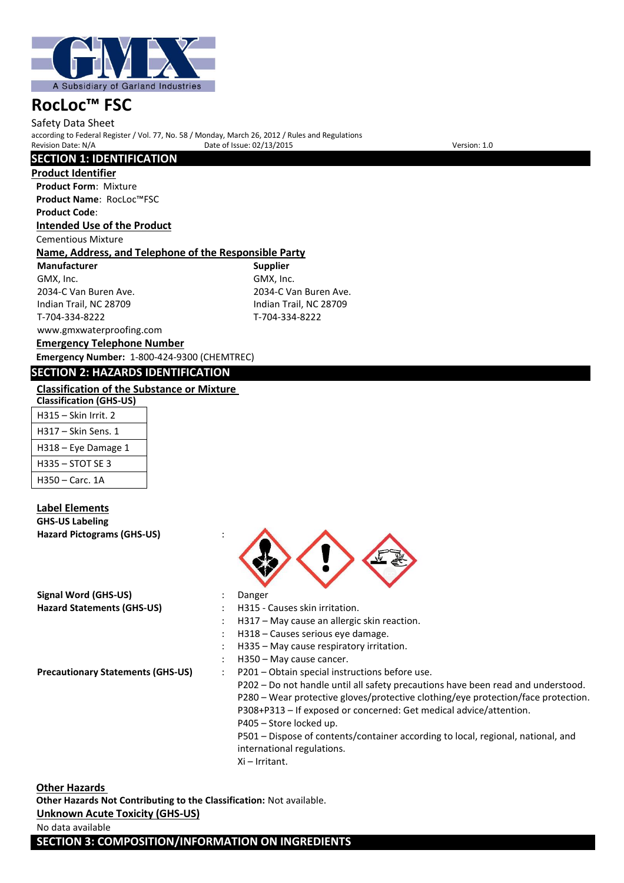GMX

A Subsidiary of Garland Industries

# RocLoc™ FSC

Safety Data Sheet

according to Federal Register / Vol. 77, No. 58 / Monday, March 26, 2012 / Rules and Regulations

Revision Date: N/A        Date of Issue: 02/13/2015        Version: 1.0

## SECTION 1: IDENTIFICATION

### Product Identifier

**Product Form**: Mixture

**Product Name**: RocLoc™FSC

**Product Code**:

### Intended Use of the Product

Cementious Mixture

### Name, Address, and Telephone of the Responsible Party

**Manufacturer**

GMX, Inc.
2034-C Van Buren Ave.
Indian Trail, NC 28709
T-704-334-8222
www.gmxwaterproofing.com

**Supplier**

GMX, Inc.
2034-C Van Buren Ave.
Indian Trail, NC 28709
T-704-334-8222

### Emergency Telephone Number

**Emergency Number:** 1-800-424-9300 (CHEMTREC)

## SECTION 2: HAZARDS IDENTIFICATION

### Classification of the Substance or Mixture

**Classification (GHS-US)**

| H315 – Skin Irrit. 2 |
|---|
| H317 – Skin Sens. 1 |
| H318 – Eye Damage 1 |
| H335 – STOT SE 3 |
| H350 – Carc. 1A |

### Label Elements

**GHS-US Labeling**

**Hazard Pictograms (GHS-US)** :

**Signal Word (GHS-US)** : Danger

**Hazard Statements (GHS-US)** :
- H315 - Causes skin irritation.
- H317 – May cause an allergic skin reaction.
- H318 – Causes serious eye damage.
- H335 – May cause respiratory irritation.
- H350 – May cause cancer.

**Precautionary Statements (GHS-US)** :
- P201 – Obtain special instructions before use.
- P202 – Do not handle until all safety precautions have been read and understood.
- P280 – Wear protective gloves/protective clothing/eye protection/face protection.
- P308+P313 – If exposed or concerned: Get medical advice/attention.
- P405 – Store locked up.
- P501 – Dispose of contents/container according to local, regional, national, and international regulations.
- Xi – Irritant.

### Other Hazards

**Other Hazards Not Contributing to the Classification:** Not available.

### Unknown Acute Toxicity (GHS-US)

No data available

## SECTION 3: COMPOSITION/INFORMATION ON INGREDIENTS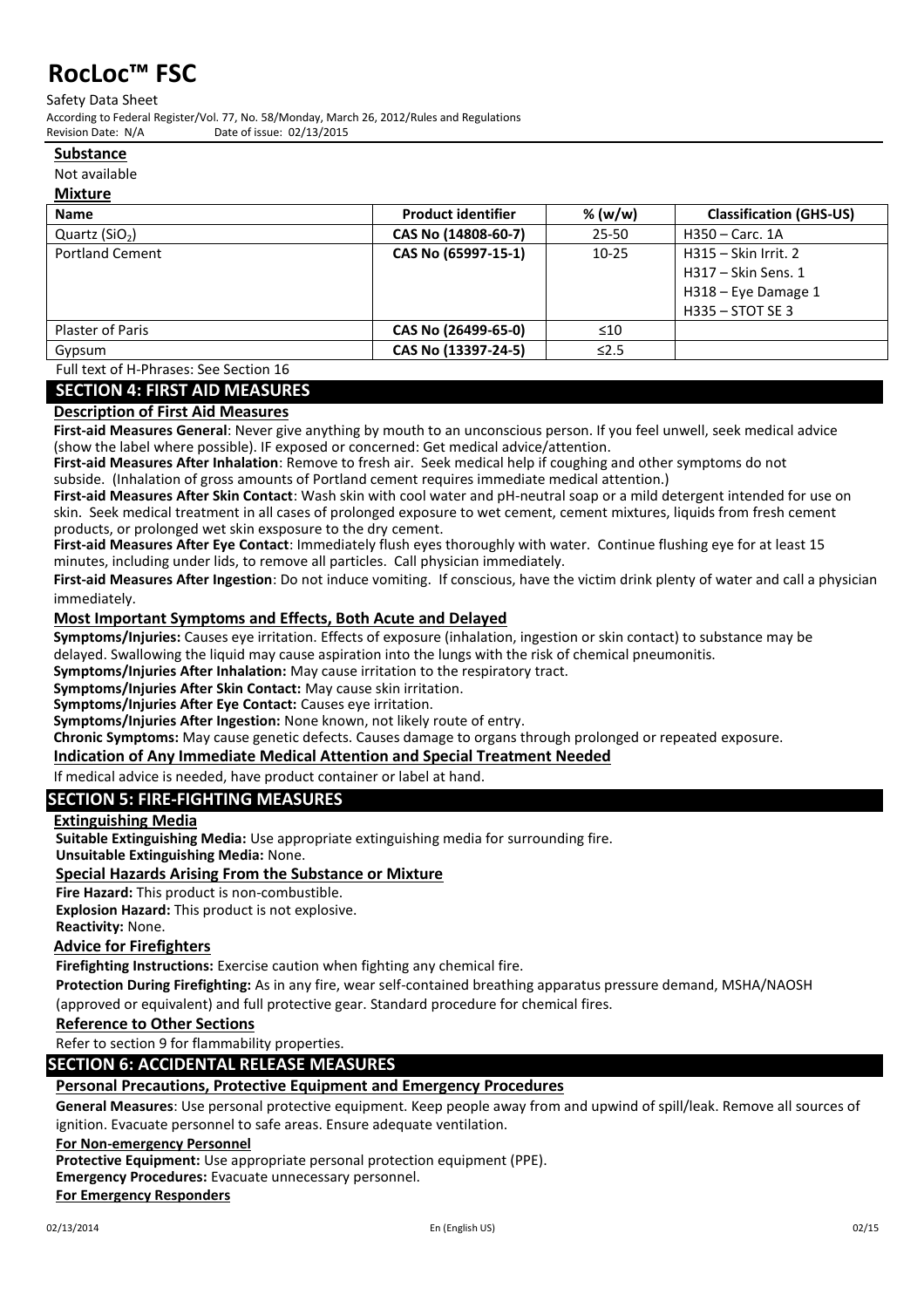### Substance

Not available

### Mixture

| Name | Product identifier | % (w/w) | Classification (GHS-US) |
| --- | --- | --- | --- |
| Quartz ($SiO_2$) | CAS No (14808-60-7) | 25-50 | H350 – Carc. 1A |
| Portland Cement | CAS No (65997-15-1) | 10-25 | H315 – Skin Irrit. 2<br>H317 – Skin Sens. 1<br>H318 – Eye Damage 1<br>H335 – STOT SE 3 |
| Plaster of Paris | CAS No (26499-65-0) | ≤10 | |
| Gypsum | CAS No (13397-24-5) | ≤2.5 | |

Full text of H-Phrases: See Section 16

## SECTION 4: FIRST AID MEASURES

### Description of First Aid Measures

**First-aid Measures General**: Never give anything by mouth to an unconscious person. If you feel unwell, seek medical advice (show the label where possible). IF exposed or concerned: Get medical advice/attention.

**First-aid Measures After Inhalation**: Remove to fresh air. Seek medical help if coughing and other symptoms do not subside. (Inhalation of gross amounts of Portland cement requires immediate medical attention.)

**First-aid Measures After Skin Contact**: Wash skin with cool water and pH-neutral soap or a mild detergent intended for use on skin. Seek medical treatment in all cases of prolonged exposure to wet cement, cement mixtures, liquids from fresh cement products, or prolonged wet skin exsposure to the dry cement.

**First-aid Measures After Eye Contact**: Immediately flush eyes thoroughly with water. Continue flushing eye for at least 15 minutes, including under lids, to remove all particles. Call physician immediately.

**First-aid Measures After Ingestion**: Do not induce vomiting. If conscious, have the victim drink plenty of water and call a physician immediately.

### Most Important Symptoms and Effects, Both Acute and Delayed

**Symptoms/Injuries:** Causes eye irritation. Effects of exposure (inhalation, ingestion or skin contact) to substance may be delayed. Swallowing the liquid may cause aspiration into the lungs with the risk of chemical pneumonitis.

**Symptoms/Injuries After Inhalation:** May cause irritation to the respiratory tract.

**Symptoms/Injuries After Skin Contact:** May cause skin irritation.

**Symptoms/Injuries After Eye Contact:** Causes eye irritation.

**Symptoms/Injuries After Ingestion:** None known, not likely route of entry.

**Chronic Symptoms:** May cause genetic defects. Causes damage to organs through prolonged or repeated exposure.

### Indication of Any Immediate Medical Attention and Special Treatment Needed

If medical advice is needed, have product container or label at hand.

## SECTION 5: FIRE-FIGHTING MEASURES

### Extinguishing Media

**Suitable Extinguishing Media:** Use appropriate extinguishing media for surrounding fire.

**Unsuitable Extinguishing Media:** None.

### Special Hazards Arising From the Substance or Mixture

**Fire Hazard:** This product is non-combustible.

**Explosion Hazard:** This product is not explosive.

**Reactivity:** None.

### Advice for Firefighters

**Firefighting Instructions:** Exercise caution when fighting any chemical fire.

**Protection During Firefighting:** As in any fire, wear self-contained breathing apparatus pressure demand, MSHA/NAOSH (approved or equivalent) and full protective gear. Standard procedure for chemical fires.

### Reference to Other Sections

Refer to section 9 for flammability properties.

## SECTION 6: ACCIDENTAL RELEASE MEASURES

### Personal Precautions, Protective Equipment and Emergency Procedures

**General Measures**: Use personal protective equipment. Keep people away from and upwind of spill/leak. Remove all sources of ignition. Evacuate personnel to safe areas. Ensure adequate ventilation.

#### For Non-emergency Personnel

**Protective Equipment:** Use appropriate personal protection equipment (PPE).

**Emergency Procedures:** Evacuate unnecessary personnel.

#### For Emergency Responders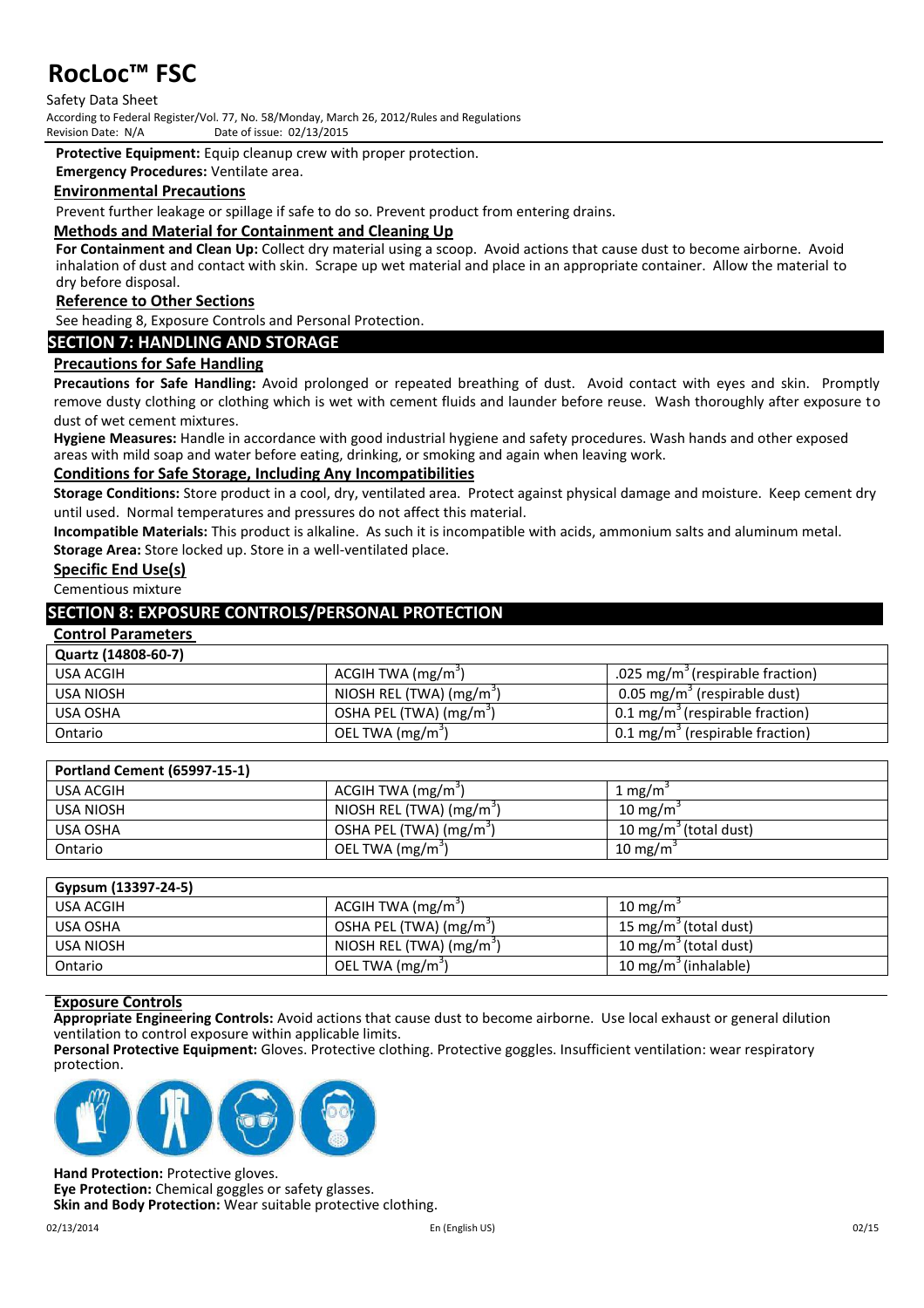**Protective Equipment:** Equip cleanup crew with proper protection.

**Emergency Procedures:** Ventilate area.

### Environmental Precautions

Prevent further leakage or spillage if safe to do so. Prevent product from entering drains.

### Methods and Material for Containment and Cleaning Up

**For Containment and Clean Up:** Collect dry material using a scoop. Avoid actions that cause dust to become airborne. Avoid inhalation of dust and contact with skin. Scrape up wet material and place in an appropriate container. Allow the material to dry before disposal.

### Reference to Other Sections

See heading 8, Exposure Controls and Personal Protection.

## SECTION 7: HANDLING AND STORAGE

### Precautions for Safe Handling

**Precautions for Safe Handling:** Avoid prolonged or repeated breathing of dust. Avoid contact with eyes and skin. Promptly remove dusty clothing or clothing which is wet with cement fluids and launder before reuse. Wash thoroughly after exposure to dust of wet cement mixtures.

**Hygiene Measures:** Handle in accordance with good industrial hygiene and safety procedures. Wash hands and other exposed areas with mild soap and water before eating, drinking, or smoking and again when leaving work.

### Conditions for Safe Storage, Including Any Incompatibilities

**Storage Conditions:** Store product in a cool, dry, ventilated area. Protect against physical damage and moisture. Keep cement dry until used. Normal temperatures and pressures do not affect this material.

**Incompatible Materials:** This product is alkaline. As such it is incompatible with acids, ammonium salts and aluminum metal.

**Storage Area:** Store locked up. Store in a well-ventilated place.

### Specific End Use(s)

Cementious mixture

## SECTION 8: EXPOSURE CONTROLS/PERSONAL PROTECTION

### Control Parameters

| Quartz (14808-60-7) | | |
|---|---|---|
| USA ACGIH | ACGIH TWA ($mg/m^3$) | .025 $mg/m^3$ (respirable fraction) |
| USA NIOSH | NIOSH REL (TWA) ($mg/m^3$) | 0.05 $mg/m^3$ (respirable dust) |
| USA OSHA | OSHA PEL (TWA) ($mg/m^3$) | 0.1 $mg/m^3$ (respirable fraction) |
| Ontario | OEL TWA ($mg/m^3$) | 0.1 $mg/m^3$ (respirable fraction) |

| Portland Cement (65997-15-1) | | |
|---|---|---|
| USA ACGIH | ACGIH TWA ($mg/m^3$) | 1 $mg/m^3$ |
| USA NIOSH | NIOSH REL (TWA) ($mg/m^3$) | 10 $mg/m^3$ |
| USA OSHA | OSHA PEL (TWA) ($mg/m^3$) | 10 $mg/m^3$ (total dust) |
| Ontario | OEL TWA ($mg/m^3$) | 10 $mg/m^3$ |

| Gypsum (13397-24-5) | | |
|---|---|---|
| USA ACGIH | ACGIH TWA ($mg/m^3$) | 10 $mg/m^3$ |
| USA OSHA | OSHA PEL (TWA) ($mg/m^3$) | 15 $mg/m^3$ (total dust) |
| USA NIOSH | NIOSH REL (TWA) ($mg/m^3$) | 10 $mg/m^3$ (total dust) |
| Ontario | OEL TWA ($mg/m^3$) | 10 $mg/m^3$ (inhalable) |

### Exposure Controls

**Appropriate Engineering Controls:** Avoid actions that cause dust to become airborne. Use local exhaust or general dilution ventilation to control exposure within applicable limits.

**Personal Protective Equipment:** Gloves. Protective clothing. Protective goggles. Insufficient ventilation: wear respiratory protection.

**Hand Protection:** Protective gloves.

**Eye Protection:** Chemical goggles or safety glasses.

**Skin and Body Protection:** Wear suitable protective clothing.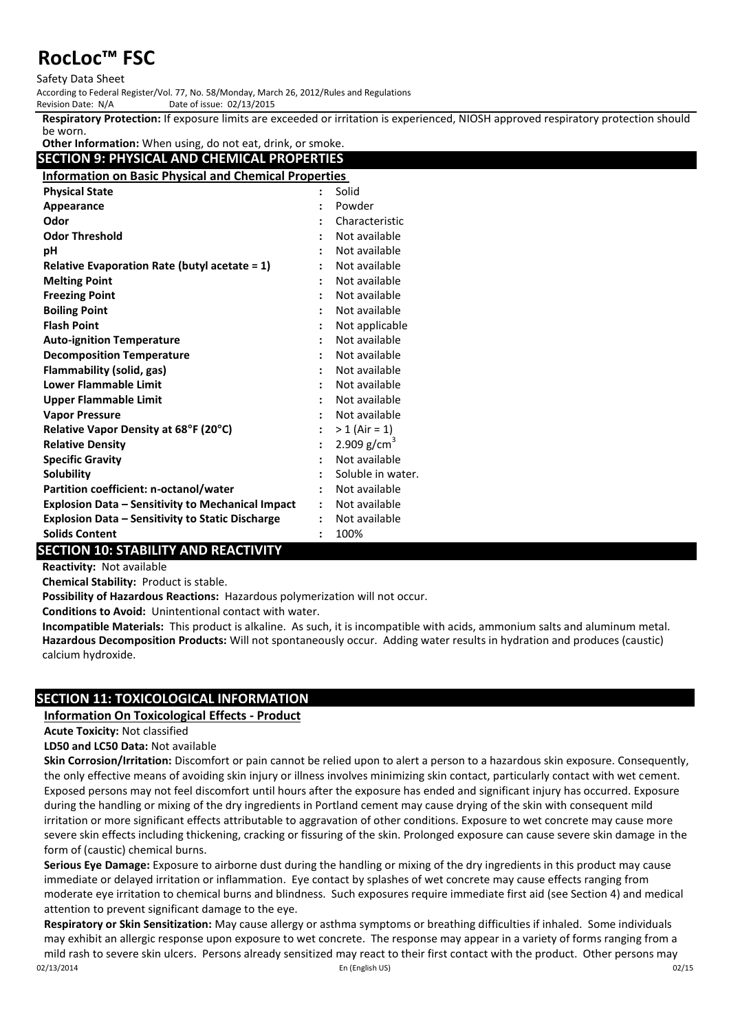**Respiratory Protection:** If exposure limits are exceeded or irritation is experienced, NIOSH approved respiratory protection should be worn.

**Other Information:** When using, do not eat, drink, or smoke.

## SECTION 9: PHYSICAL AND CHEMICAL PROPERTIES

**Information on Basic Physical and Chemical Properties**

| Property | | Value |
|---|---|---|
| **Physical State** | : | Solid |
| **Appearance** | : | Powder |
| **Odor** | : | Characteristic |
| **Odor Threshold** | : | Not available |
| **pH** | : | Not available |
| **Relative Evaporation Rate (butyl acetate = 1)** | : | Not available |
| **Melting Point** | : | Not available |
| **Freezing Point** | : | Not available |
| **Boiling Point** | : | Not available |
| **Flash Point** | : | Not applicable |
| **Auto-ignition Temperature** | : | Not available |
| **Decomposition Temperature** | : | Not available |
| **Flammability (solid, gas)** | : | Not available |
| **Lower Flammable Limit** | : | Not available |
| **Upper Flammable Limit** | : | Not available |
| **Vapor Pressure** | : | Not available |
| **Relative Vapor Density at 68°F (20°C)** | : | > 1 (Air = 1) |
| **Relative Density** | : | 2.909 $g/cm^3$ |
| **Specific Gravity** | : | Not available |
| **Solubility** | : | Soluble in water. |
| **Partition coefficient: n-octanol/water** | : | Not available |
| **Explosion Data – Sensitivity to Mechanical Impact** | : | Not available |
| **Explosion Data – Sensitivity to Static Discharge** | : | Not available |
| **Solids Content** | : | 100% |

## SECTION 10: STABILITY AND REACTIVITY

**Reactivity:** Not available

**Chemical Stability:** Product is stable.

**Possibility of Hazardous Reactions:** Hazardous polymerization will not occur.

**Conditions to Avoid:** Unintentional contact with water.

**Incompatible Materials:** This product is alkaline. As such, it is incompatible with acids, ammonium salts and aluminum metal.

**Hazardous Decomposition Products:** Will not spontaneously occur. Adding water results in hydration and produces (caustic) calcium hydroxide.

## SECTION 11: TOXICOLOGICAL INFORMATION

**Information On Toxicological Effects - Product**

**Acute Toxicity:** Not classified

**LD50 and LC50 Data:** Not available

**Skin Corrosion/Irritation:** Discomfort or pain cannot be relied upon to alert a person to a hazardous skin exposure. Consequently, the only effective means of avoiding skin injury or illness involves minimizing skin contact, particularly contact with wet cement. Exposed persons may not feel discomfort until hours after the exposure has ended and significant injury has occurred. Exposure during the handling or mixing of the dry ingredients in Portland cement may cause drying of the skin with consequent mild irritation or more significant effects attributable to aggravation of other conditions. Exposure to wet concrete may cause more severe skin effects including thickening, cracking or fissuring of the skin. Prolonged exposure can cause severe skin damage in the form of (caustic) chemical burns.

**Serious Eye Damage:** Exposure to airborne dust during the handling or mixing of the dry ingredients in this product may cause immediate or delayed irritation or inflammation. Eye contact by splashes of wet concrete may cause effects ranging from moderate eye irritation to chemical burns and blindness. Such exposures require immediate first aid (see Section 4) and medical attention to prevent significant damage to the eye.

**Respiratory or Skin Sensitization:** May cause allergy or asthma symptoms or breathing difficulties if inhaled. Some individuals may exhibit an allergic response upon exposure to wet concrete. The response may appear in a variety of forms ranging from a mild rash to severe skin ulcers. Persons already sensitized may react to their first contact with the product. Other persons may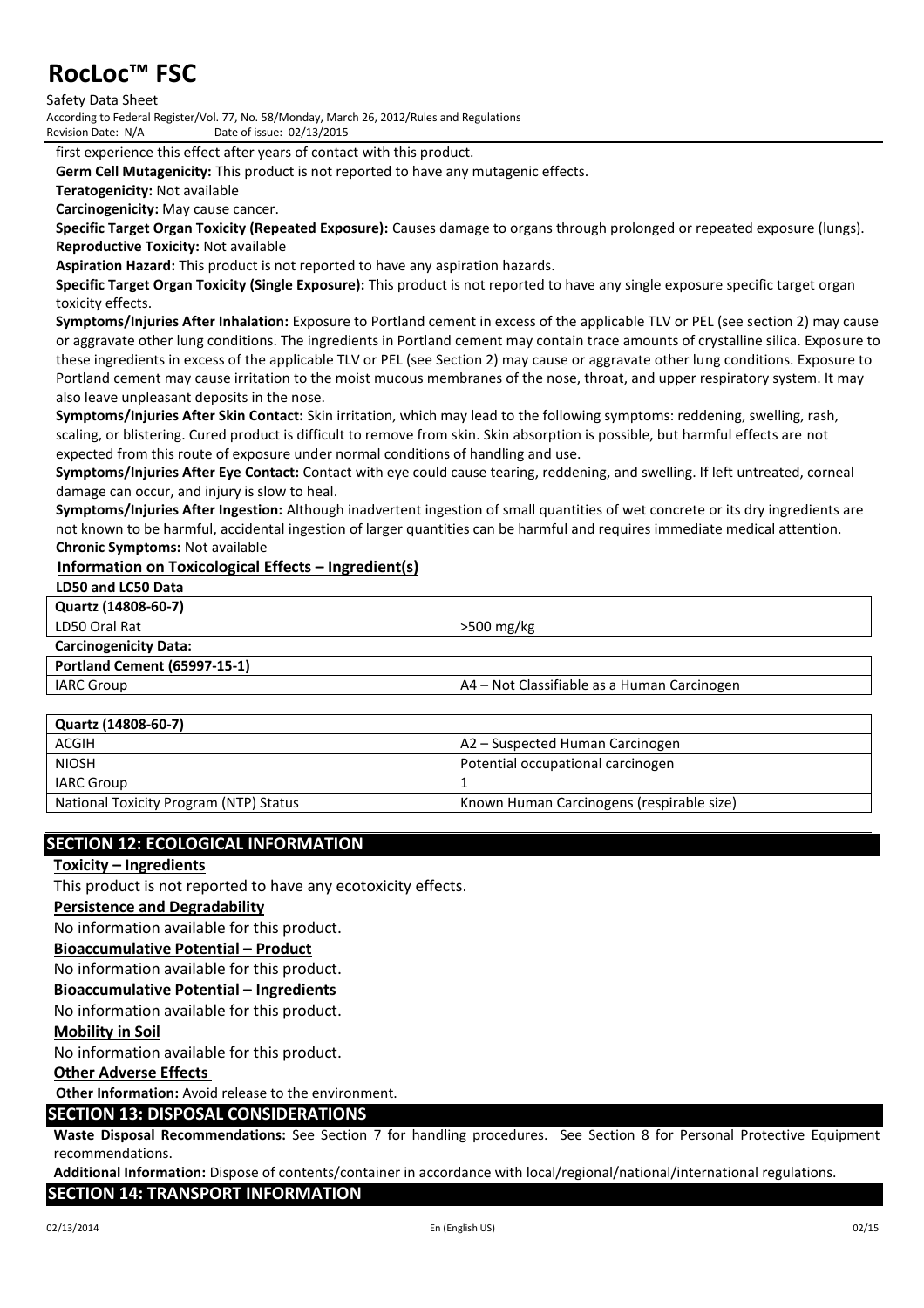first experience this effect after years of contact with this product.

**Germ Cell Mutagenicity:** This product is not reported to have any mutagenic effects.

**Teratogenicity:** Not available

**Carcinogenicity:** May cause cancer.

**Specific Target Organ Toxicity (Repeated Exposure):** Causes damage to organs through prolonged or repeated exposure (lungs).

**Reproductive Toxicity:** Not available

**Aspiration Hazard:** This product is not reported to have any aspiration hazards.

**Specific Target Organ Toxicity (Single Exposure):** This product is not reported to have any single exposure specific target organ toxicity effects.

**Symptoms/Injuries After Inhalation:** Exposure to Portland cement in excess of the applicable TLV or PEL (see section 2) may cause or aggravate other lung conditions. The ingredients in Portland cement may contain trace amounts of crystalline silica. Exposure to these ingredients in excess of the applicable TLV or PEL (see Section 2) may cause or aggravate other lung conditions. Exposure to Portland cement may cause irritation to the moist mucous membranes of the nose, throat, and upper respiratory system. It may also leave unpleasant deposits in the nose.

**Symptoms/Injuries After Skin Contact:** Skin irritation, which may lead to the following symptoms: reddening, swelling, rash, scaling, or blistering. Cured product is difficult to remove from skin. Skin absorption is possible, but harmful effects are not expected from this route of exposure under normal conditions of handling and use.

**Symptoms/Injuries After Eye Contact:** Contact with eye could cause tearing, reddening, and swelling. If left untreated, corneal damage can occur, and injury is slow to heal.

**Symptoms/Injuries After Ingestion:** Although inadvertent ingestion of small quantities of wet concrete or its dry ingredients are not known to be harmful, accidental ingestion of larger quantities can be harmful and requires immediate medical attention.

**Chronic Symptoms:** Not available

**Information on Toxicological Effects – Ingredient(s)**

**LD50 and LC50 Data**

| **Quartz (14808-60-7)** | |
|---|---|
| LD50 Oral Rat | >500 mg/kg |

**Carcinogenicity Data:**

| **Portland Cement (65997-15-1)** | |
|---|---|
| IARC Group | A4 – Not Classifiable as a Human Carcinogen |

| **Quartz (14808-60-7)** | |
|---|---|
| ACGIH | A2 – Suspected Human Carcinogen |
| NIOSH | Potential occupational carcinogen |
| IARC Group | 1 |
| National Toxicity Program (NTP) Status | Known Human Carcinogens (respirable size) |

## SECTION 12: ECOLOGICAL INFORMATION

**Toxicity – Ingredients**

This product is not reported to have any ecotoxicity effects.

**Persistence and Degradability**

No information available for this product.

**Bioaccumulative Potential – Product**

No information available for this product.

**Bioaccumulative Potential – Ingredients**

No information available for this product.

**Mobility in Soil**

No information available for this product.

**Other Adverse Effects**

**Other Information:** Avoid release to the environment.

## SECTION 13: DISPOSAL CONSIDERATIONS

**Waste Disposal Recommendations:** See Section 7 for handling procedures. See Section 8 for Personal Protective Equipment recommendations.

**Additional Information:** Dispose of contents/container in accordance with local/regional/national/international regulations.

## SECTION 14: TRANSPORT INFORMATION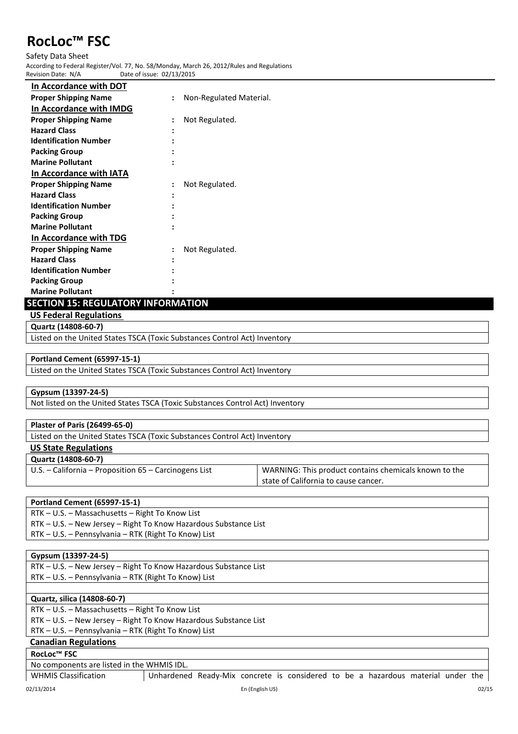**In Accordance with DOT**

| | | |
|---|---|---|
| **Proper Shipping Name** | : | Non-Regulated Material. |

**In Accordance with IMDG**

| | | |
|---|---|---|
| **Proper Shipping Name** | : | Not Regulated. |
| **Hazard Class** | : | |
| **Identification Number** | : | |
| **Packing Group** | : | |
| **Marine Pollutant** | : | |

**In Accordance with IATA**

| | | |
|---|---|---|
| **Proper Shipping Name** | : | Not Regulated. |
| **Hazard Class** | : | |
| **Identification Number** | : | |
| **Packing Group** | : | |
| **Marine Pollutant** | : | |

**In Accordance with TDG**

| | | |
|---|---|---|
| **Proper Shipping Name** | : | Not Regulated. |
| **Hazard Class** | : | |
| **Identification Number** | : | |
| **Packing Group** | : | |
| **Marine Pollutant** | : | |

## SECTION 15: REGULATORY INFORMATION

### US Federal Regulations

| **Quartz (14808-60-7)** |
|---|
| Listed on the United States TSCA (Toxic Substances Control Act) Inventory |

| **Portland Cement (65997-15-1)** |
|---|
| Listed on the United States TSCA (Toxic Substances Control Act) Inventory |

| **Gypsum (13397-24-5)** |
|---|
| Not listed on the United States TSCA (Toxic Substances Control Act) Inventory |

| **Plaster of Paris (26499-65-0)** |
|---|
| Listed on the United States TSCA (Toxic Substances Control Act) Inventory |

### US State Regulations

| **Quartz (14808-60-7)** | |
|---|---|
| U.S. – California – Proposition 65 – Carcinogens List | WARNING: This product contains chemicals known to the state of California to cause cancer. |

| **Portland Cement (65997-15-1)** |
|---|
| RTK – U.S. – Massachusetts – Right To Know List |
| RTK – U.S. – New Jersey – Right To Know Hazardous Substance List |
| RTK – U.S. – Pennsylvania – RTK (Right To Know) List |

| **Gypsum (13397-24-5)** |
|---|
| RTK – U.S. – New Jersey – Right To Know Hazardous Substance List |
| RTK – U.S. – Pennsylvania – RTK (Right To Know) List |

| **Quartz, silica (14808-60-7)** |
|---|
| RTK – U.S. – Massachusetts – Right To Know List |
| RTK – U.S. – New Jersey – Right To Know Hazardous Substance List |
| RTK – U.S. – Pennsylvania – RTK (Right To Know) List |

### Canadian Regulations

| **RocLoc™ FSC** | |
|---|---|
| No components are listed in the WHMIS IDL. | |
| WHMIS Classification | Unhardened Ready-Mix concrete is considered to be a hazardous material under the |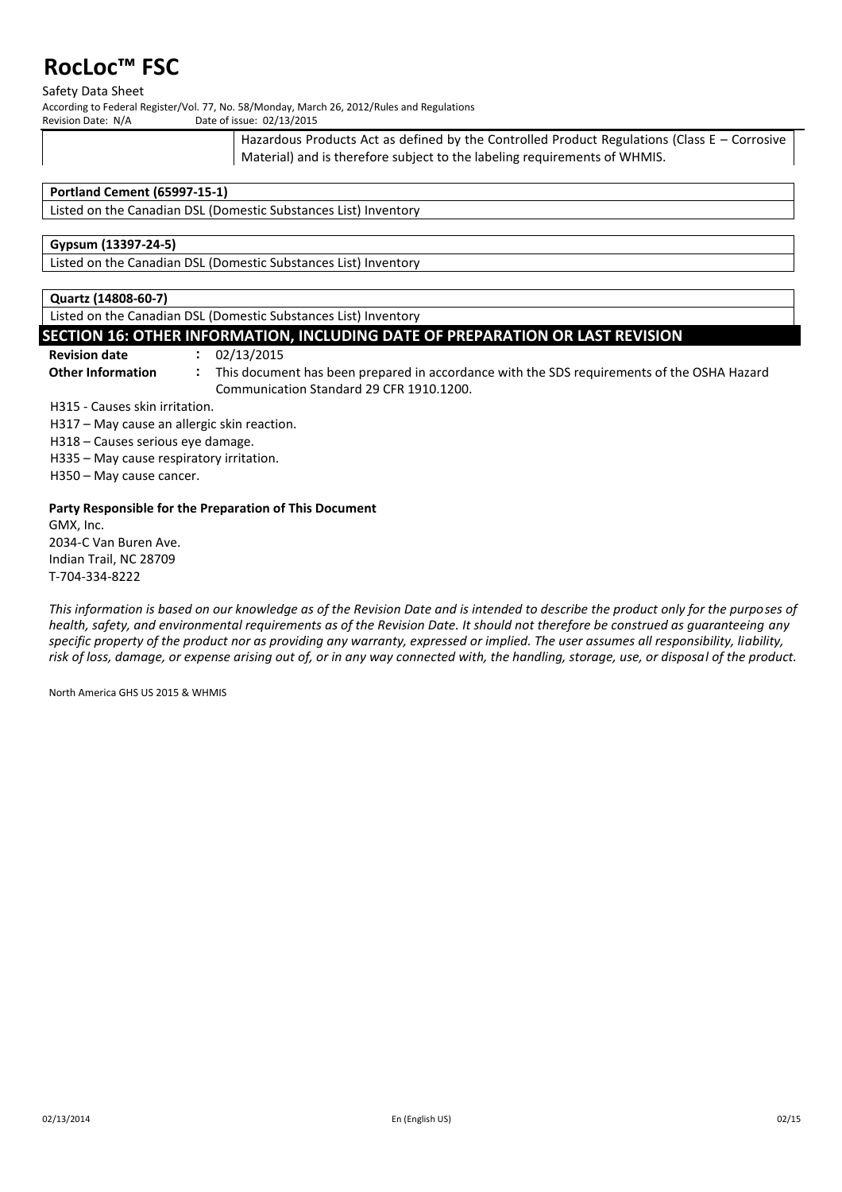| | |
|---|---|
| | Hazardous Products Act as defined by the Controlled Product Regulations (Class E – Corrosive Material) and is therefore subject to the labeling requirements of WHMIS. |

| **Portland Cement (65997-15-1)** |
|---|
| Listed on the Canadian DSL (Domestic Substances List) Inventory |

| **Gypsum (13397-24-5)** |
|---|
| Listed on the Canadian DSL (Domestic Substances List) Inventory |

| **Quartz (14808-60-7)** |
|---|
| Listed on the Canadian DSL (Domestic Substances List) Inventory |

## SECTION 16: OTHER INFORMATION, INCLUDING DATE OF PREPARATION OR LAST REVISION

**Revision date** : 02/13/2015

**Other Information** : This document has been prepared in accordance with the SDS requirements of the OSHA Hazard Communication Standard 29 CFR 1910.1200.

H315 - Causes skin irritation.

H317 – May cause an allergic skin reaction.

H318 – Causes serious eye damage.

H335 – May cause respiratory irritation.

H350 – May cause cancer.

**Party Responsible for the Preparation of This Document**

GMX, Inc.
2034-C Van Buren Ave.
Indian Trail, NC 28709
T-704-334-8222

*This information is based on our knowledge as of the Revision Date and is intended to describe the product only for the purposes of health, safety, and environmental requirements as of the Revision Date. It should not therefore be construed as guaranteeing any specific property of the product nor as providing any warranty, expressed or implied. The user assumes all responsibility, liability, risk of loss, damage, or expense arising out of, or in any way connected with, the handling, storage, use, or disposal of the product.*

North America GHS US 2015 & WHMIS